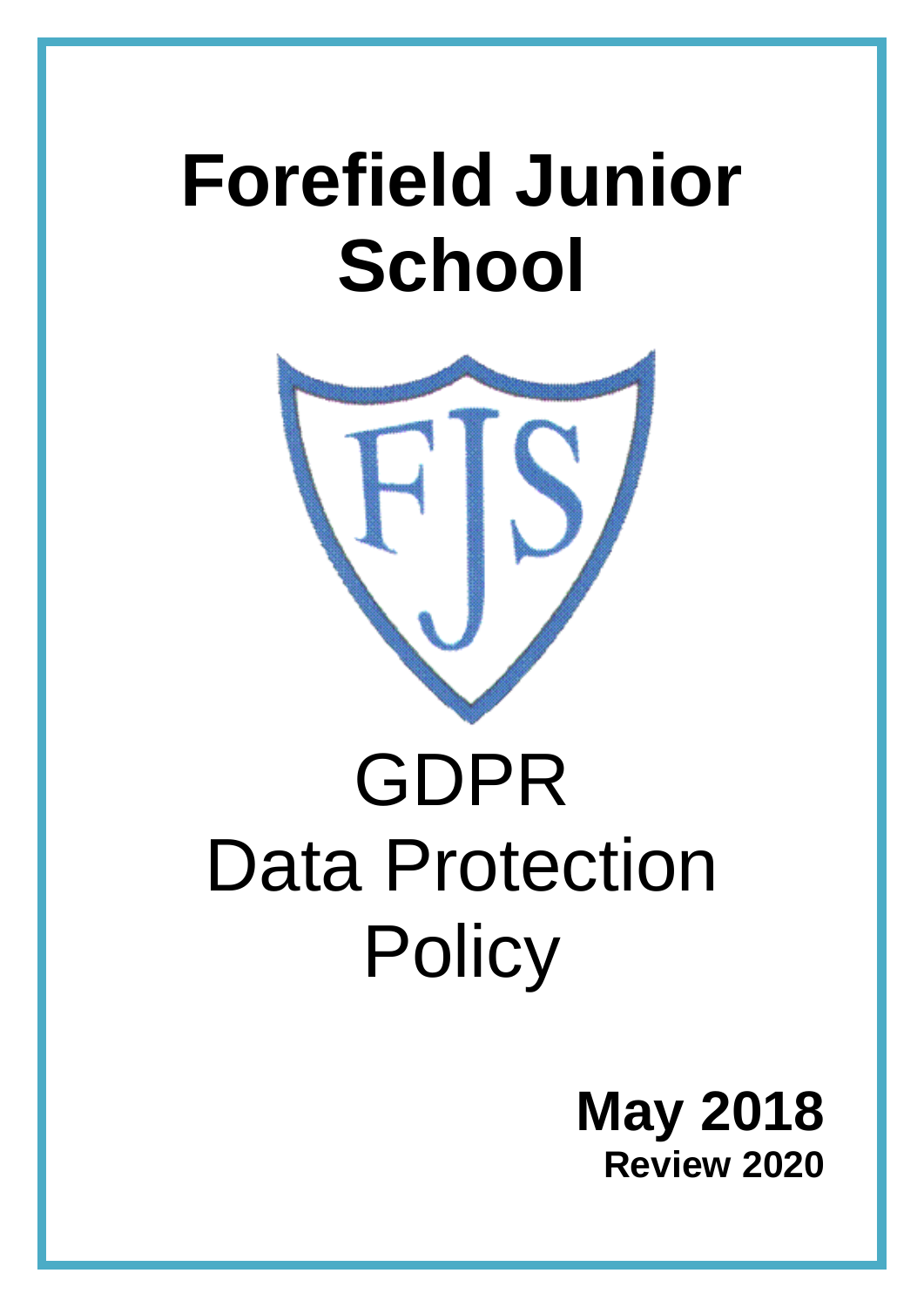# Forefield Junior School

# GDPR Data Protection Policy

**May 2018**
**Review 2020**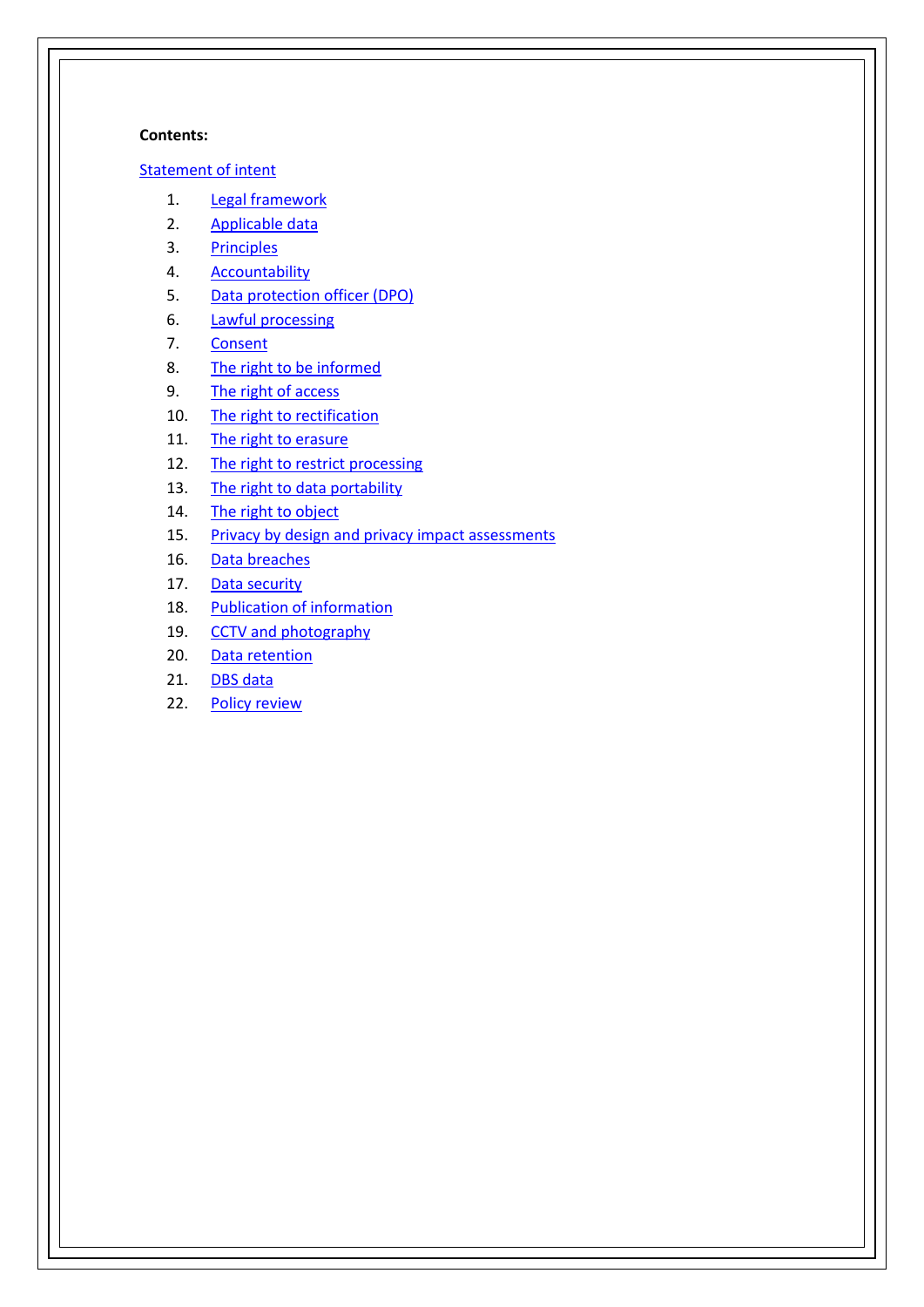**Contents:**

Statement of intent

1. Legal framework
2. Applicable data
3. Principles
4. Accountability
5. Data protection officer (DPO)
6. Lawful processing
7. Consent
8. The right to be informed
9. The right of access
10. The right to rectification
11. The right to erasure
12. The right to restrict processing
13. The right to data portability
14. The right to object
15. Privacy by design and privacy impact assessments
16. Data breaches
17. Data security
18. Publication of information
19. CCTV and photography
20. Data retention
21. DBS data
22. Policy review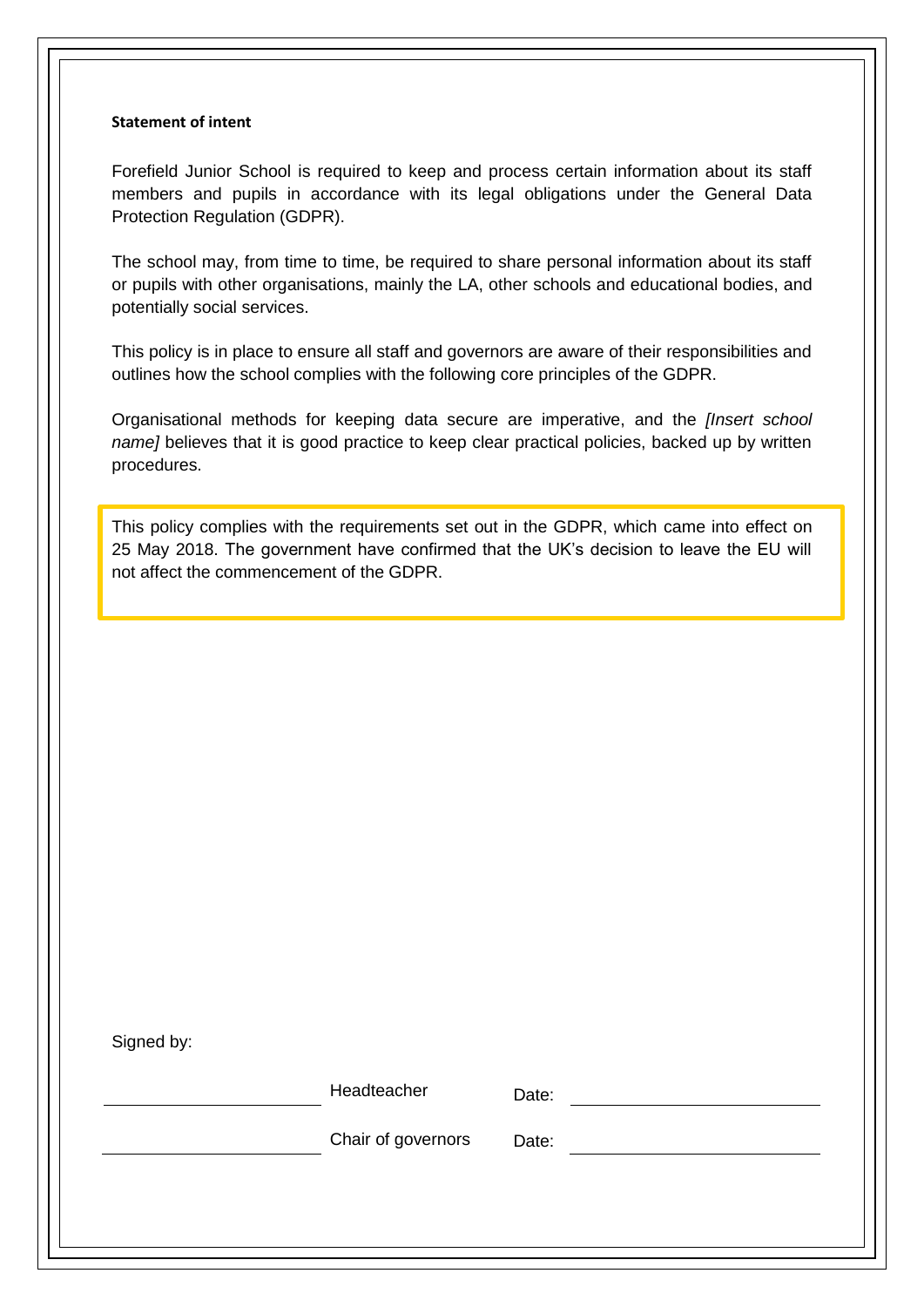**Statement of intent**

Forefield Junior School is required to keep and process certain information about its staff members and pupils in accordance with its legal obligations under the General Data Protection Regulation (GDPR).

The school may, from time to time, be required to share personal information about its staff or pupils with other organisations, mainly the LA, other schools and educational bodies, and potentially social services.

This policy is in place to ensure all staff and governors are aware of their responsibilities and outlines how the school complies with the following core principles of the GDPR.

Organisational methods for keeping data secure are imperative, and the *[Insert school name]* believes that it is good practice to keep clear practical policies, backed up by written procedures.

This policy complies with the requirements set out in the GDPR, which came into effect on 25 May 2018. The government have confirmed that the UK's decision to leave the EU will not affect the commencement of the GDPR.

Signed by:

| | | | |
|---|---|---|---|
| ______________________ | Headteacher | Date: | ______________________ |
| ______________________ | Chair of governors | Date: | ______________________ |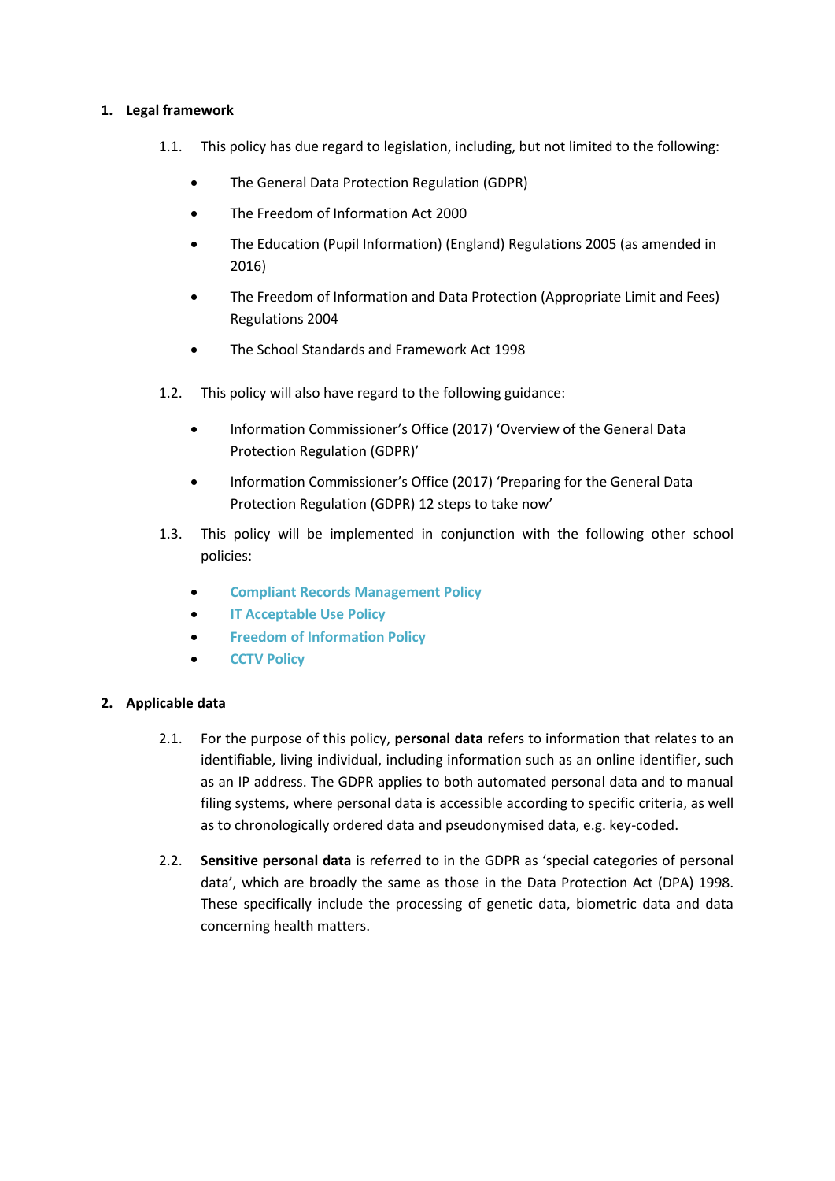## 1. Legal framework

1.1. This policy has due regard to legislation, including, but not limited to the following:

- The General Data Protection Regulation (GDPR)
- The Freedom of Information Act 2000
- The Education (Pupil Information) (England) Regulations 2005 (as amended in 2016)
- The Freedom of Information and Data Protection (Appropriate Limit and Fees) Regulations 2004
- The School Standards and Framework Act 1998

1.2. This policy will also have regard to the following guidance:

- Information Commissioner's Office (2017) 'Overview of the General Data Protection Regulation (GDPR)'
- Information Commissioner's Office (2017) 'Preparing for the General Data Protection Regulation (GDPR) 12 steps to take now'

1.3. This policy will be implemented in conjunction with the following other school policies:

- **Compliant Records Management Policy**
- **IT Acceptable Use Policy**
- **Freedom of Information Policy**
- **CCTV Policy**

## 2. Applicable data

2.1. For the purpose of this policy, **personal data** refers to information that relates to an identifiable, living individual, including information such as an online identifier, such as an IP address. The GDPR applies to both automated personal data and to manual filing systems, where personal data is accessible according to specific criteria, as well as to chronologically ordered data and pseudonymised data, e.g. key-coded.

2.2. **Sensitive personal data** is referred to in the GDPR as 'special categories of personal data', which are broadly the same as those in the Data Protection Act (DPA) 1998. These specifically include the processing of genetic data, biometric data and data concerning health matters.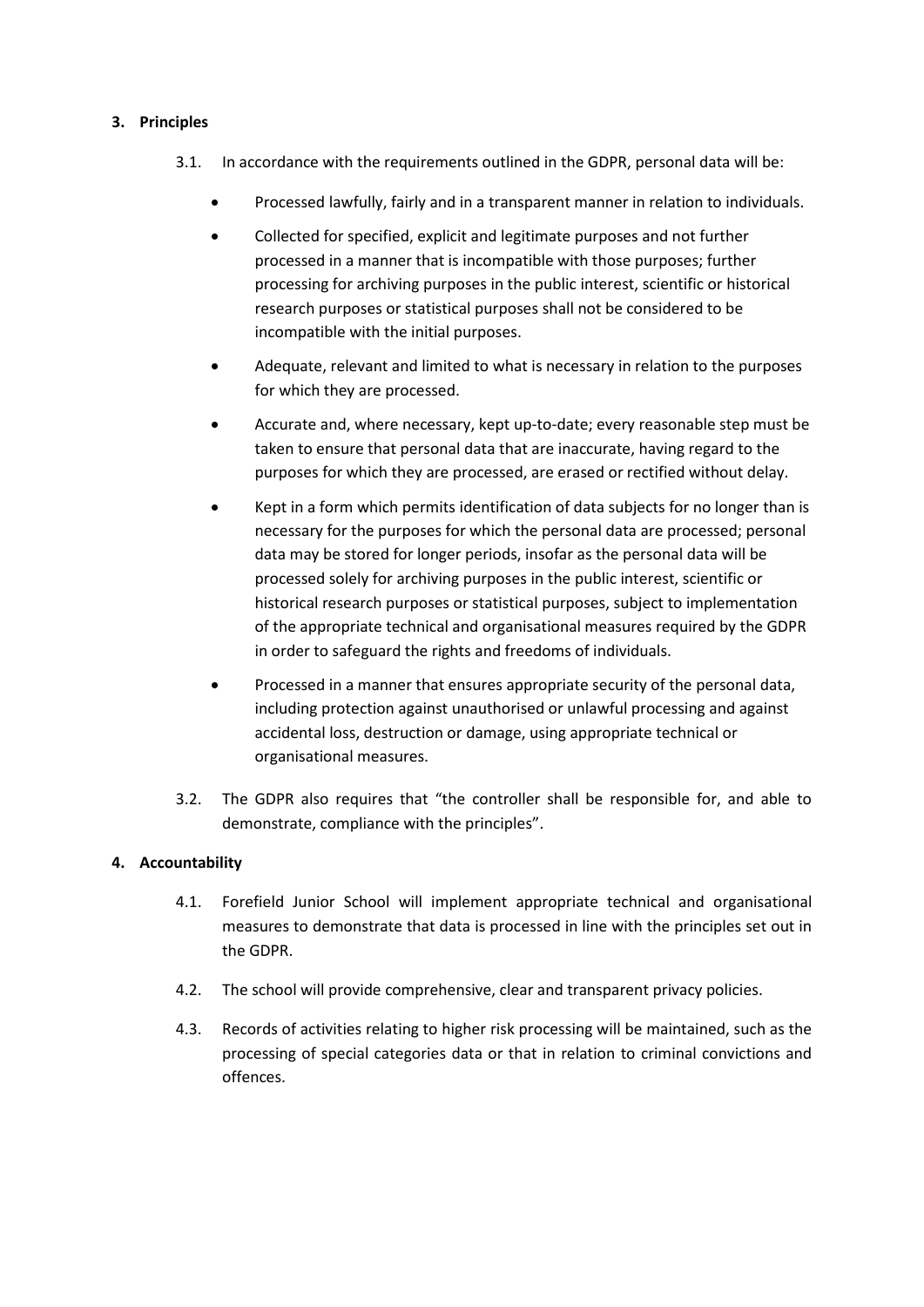## 3. Principles

3.1. In accordance with the requirements outlined in the GDPR, personal data will be:

- Processed lawfully, fairly and in a transparent manner in relation to individuals.
- Collected for specified, explicit and legitimate purposes and not further processed in a manner that is incompatible with those purposes; further processing for archiving purposes in the public interest, scientific or historical research purposes or statistical purposes shall not be considered to be incompatible with the initial purposes.
- Adequate, relevant and limited to what is necessary in relation to the purposes for which they are processed.
- Accurate and, where necessary, kept up-to-date; every reasonable step must be taken to ensure that personal data that are inaccurate, having regard to the purposes for which they are processed, are erased or rectified without delay.
- Kept in a form which permits identification of data subjects for no longer than is necessary for the purposes for which the personal data are processed; personal data may be stored for longer periods, insofar as the personal data will be processed solely for archiving purposes in the public interest, scientific or historical research purposes or statistical purposes, subject to implementation of the appropriate technical and organisational measures required by the GDPR in order to safeguard the rights and freedoms of individuals.
- Processed in a manner that ensures appropriate security of the personal data, including protection against unauthorised or unlawful processing and against accidental loss, destruction or damage, using appropriate technical or organisational measures.

3.2. The GDPR also requires that "the controller shall be responsible for, and able to demonstrate, compliance with the principles".

## 4. Accountability

4.1. Forefield Junior School will implement appropriate technical and organisational measures to demonstrate that data is processed in line with the principles set out in the GDPR.

4.2. The school will provide comprehensive, clear and transparent privacy policies.

4.3. Records of activities relating to higher risk processing will be maintained, such as the processing of special categories data or that in relation to criminal convictions and offences.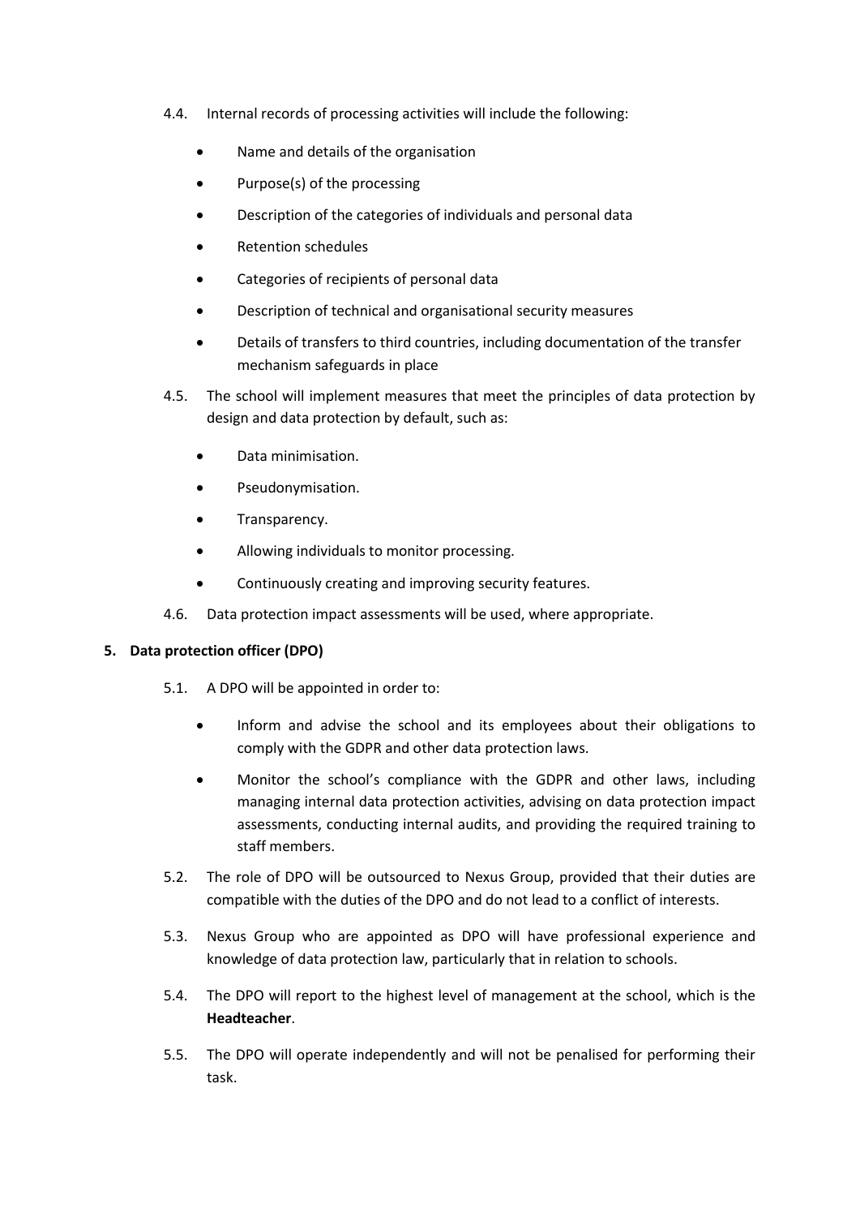4.4. Internal records of processing activities will include the following:

- Name and details of the organisation
- Purpose(s) of the processing
- Description of the categories of individuals and personal data
- Retention schedules
- Categories of recipients of personal data
- Description of technical and organisational security measures
- Details of transfers to third countries, including documentation of the transfer mechanism safeguards in place

4.5. The school will implement measures that meet the principles of data protection by design and data protection by default, such as:

- Data minimisation.
- Pseudonymisation.
- Transparency.
- Allowing individuals to monitor processing.
- Continuously creating and improving security features.

4.6. Data protection impact assessments will be used, where appropriate.

## 5. Data protection officer (DPO)

5.1. A DPO will be appointed in order to:

- Inform and advise the school and its employees about their obligations to comply with the GDPR and other data protection laws.
- Monitor the school's compliance with the GDPR and other laws, including managing internal data protection activities, advising on data protection impact assessments, conducting internal audits, and providing the required training to staff members.

5.2. The role of DPO will be outsourced to Nexus Group, provided that their duties are compatible with the duties of the DPO and do not lead to a conflict of interests.

5.3. Nexus Group who are appointed as DPO will have professional experience and knowledge of data protection law, particularly that in relation to schools.

5.4. The DPO will report to the highest level of management at the school, which is the **Headteacher**.

5.5. The DPO will operate independently and will not be penalised for performing their task.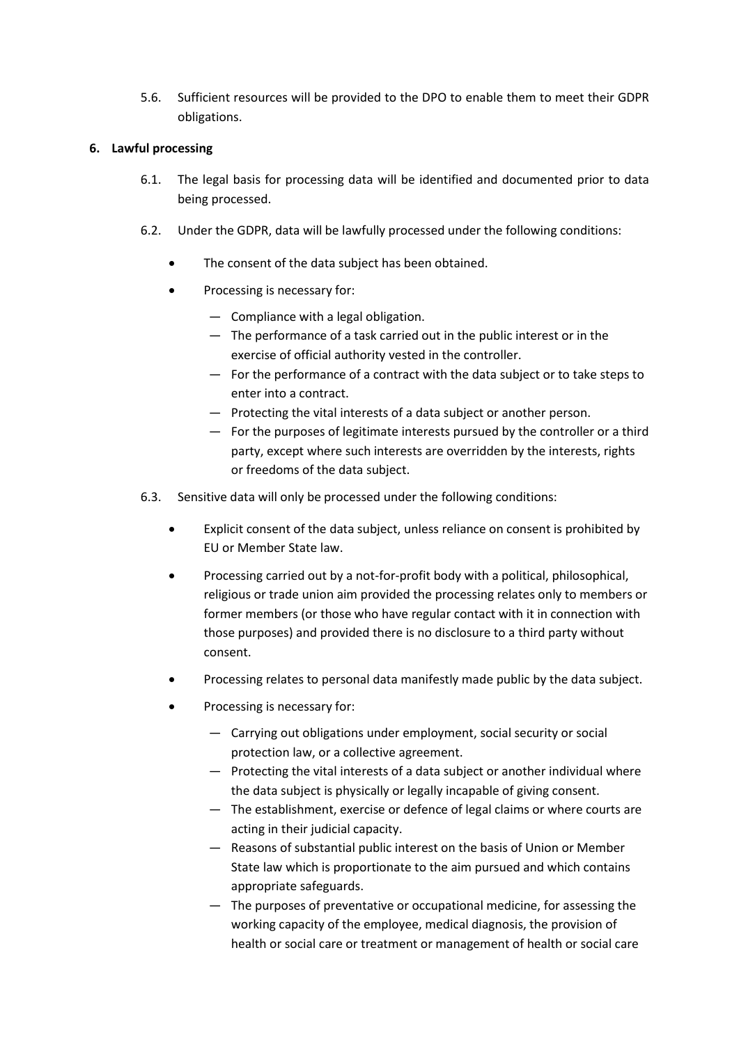5.6. Sufficient resources will be provided to the DPO to enable them to meet their GDPR obligations.

## 6. Lawful processing

6.1. The legal basis for processing data will be identified and documented prior to data being processed.

6.2. Under the GDPR, data will be lawfully processed under the following conditions:

- The consent of the data subject has been obtained.
- Processing is necessary for:
  - Compliance with a legal obligation.
  - The performance of a task carried out in the public interest or in the exercise of official authority vested in the controller.
  - For the performance of a contract with the data subject or to take steps to enter into a contract.
  - Protecting the vital interests of a data subject or another person.
  - For the purposes of legitimate interests pursued by the controller or a third party, except where such interests are overridden by the interests, rights or freedoms of the data subject.

6.3. Sensitive data will only be processed under the following conditions:

- Explicit consent of the data subject, unless reliance on consent is prohibited by EU or Member State law.
- Processing carried out by a not-for-profit body with a political, philosophical, religious or trade union aim provided the processing relates only to members or former members (or those who have regular contact with it in connection with those purposes) and provided there is no disclosure to a third party without consent.
- Processing relates to personal data manifestly made public by the data subject.
- Processing is necessary for:
  - Carrying out obligations under employment, social security or social protection law, or a collective agreement.
  - Protecting the vital interests of a data subject or another individual where the data subject is physically or legally incapable of giving consent.
  - The establishment, exercise or defence of legal claims or where courts are acting in their judicial capacity.
  - Reasons of substantial public interest on the basis of Union or Member State law which is proportionate to the aim pursued and which contains appropriate safeguards.
  - The purposes of preventative or occupational medicine, for assessing the working capacity of the employee, medical diagnosis, the provision of health or social care or treatment or management of health or social care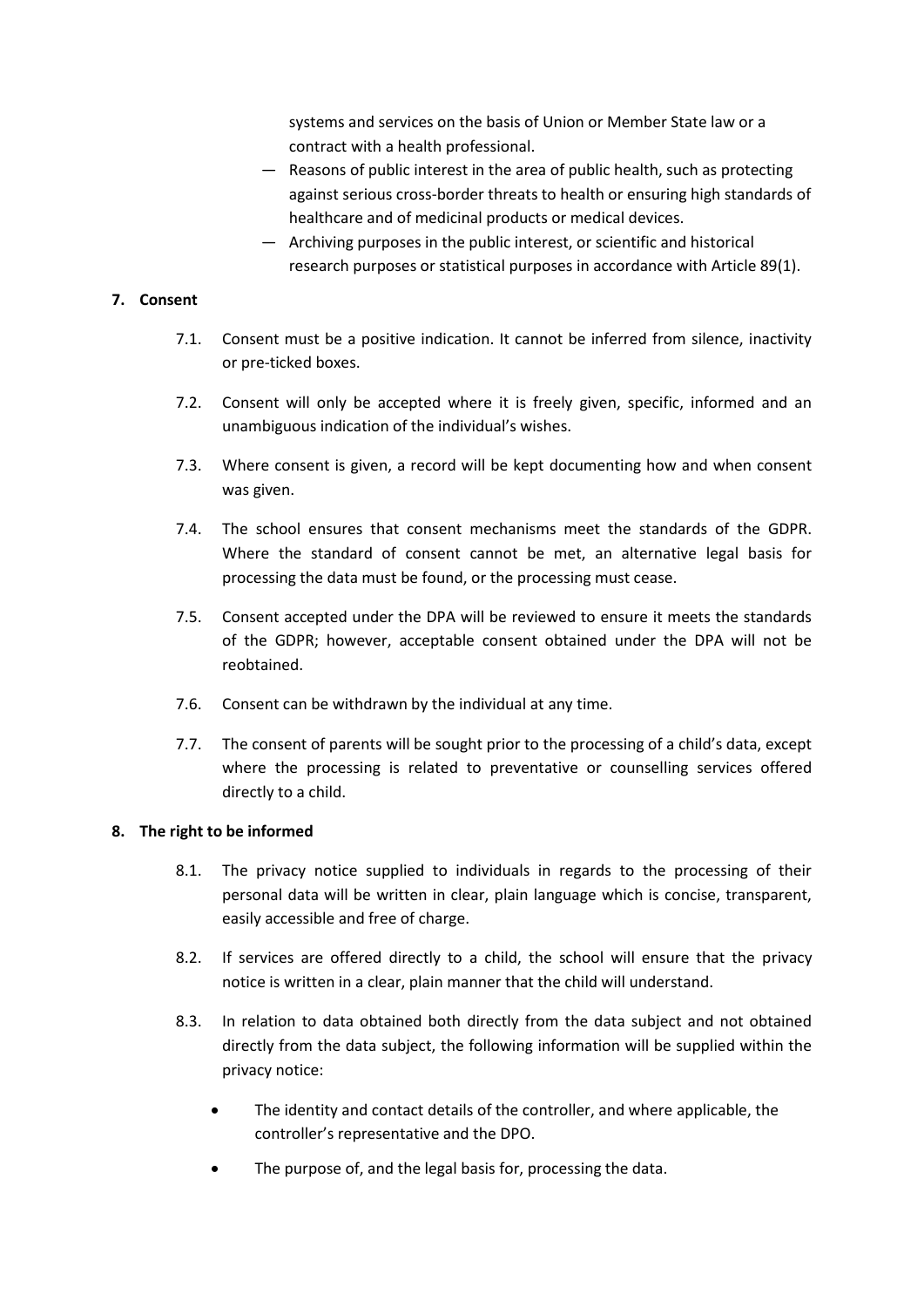systems and services on the basis of Union or Member State law or a contract with a health professional.

— Reasons of public interest in the area of public health, such as protecting against serious cross-border threats to health or ensuring high standards of healthcare and of medicinal products or medical devices.

— Archiving purposes in the public interest, or scientific and historical research purposes or statistical purposes in accordance with Article 89(1).

## 7. Consent

7.1. Consent must be a positive indication. It cannot be inferred from silence, inactivity or pre-ticked boxes.

7.2. Consent will only be accepted where it is freely given, specific, informed and an unambiguous indication of the individual's wishes.

7.3. Where consent is given, a record will be kept documenting how and when consent was given.

7.4. The school ensures that consent mechanisms meet the standards of the GDPR. Where the standard of consent cannot be met, an alternative legal basis for processing the data must be found, or the processing must cease.

7.5. Consent accepted under the DPA will be reviewed to ensure it meets the standards of the GDPR; however, acceptable consent obtained under the DPA will not be reobtained.

7.6. Consent can be withdrawn by the individual at any time.

7.7. The consent of parents will be sought prior to the processing of a child's data, except where the processing is related to preventative or counselling services offered directly to a child.

## 8. The right to be informed

8.1. The privacy notice supplied to individuals in regards to the processing of their personal data will be written in clear, plain language which is concise, transparent, easily accessible and free of charge.

8.2. If services are offered directly to a child, the school will ensure that the privacy notice is written in a clear, plain manner that the child will understand.

8.3. In relation to data obtained both directly from the data subject and not obtained directly from the data subject, the following information will be supplied within the privacy notice:

- The identity and contact details of the controller, and where applicable, the controller's representative and the DPO.
- The purpose of, and the legal basis for, processing the data.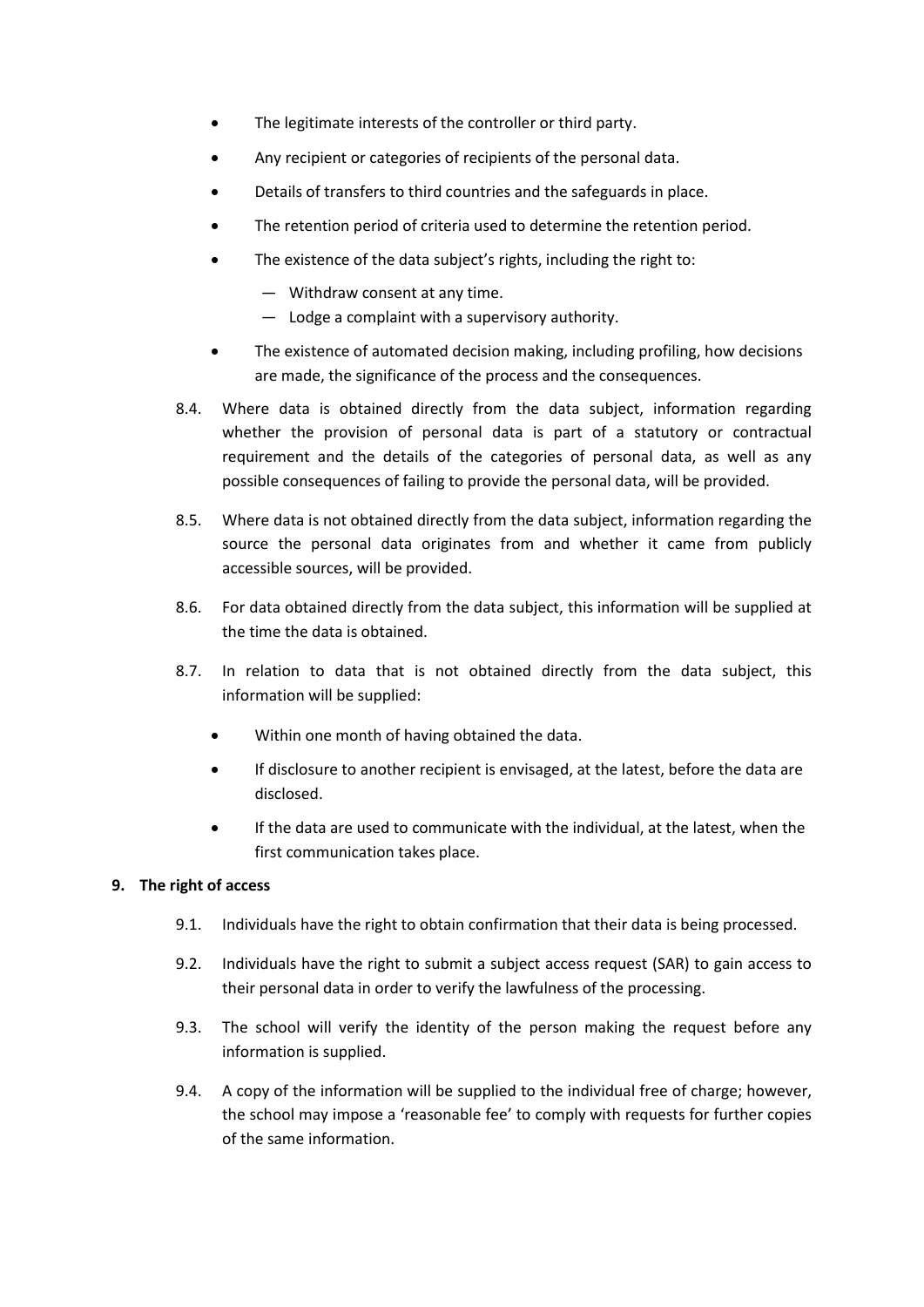- The legitimate interests of the controller or third party.
- Any recipient or categories of recipients of the personal data.
- Details of transfers to third countries and the safeguards in place.
- The retention period of criteria used to determine the retention period.
- The existence of the data subject's rights, including the right to:
  - Withdraw consent at any time.
  - Lodge a complaint with a supervisory authority.
- The existence of automated decision making, including profiling, how decisions are made, the significance of the process and the consequences.

8.4. Where data is obtained directly from the data subject, information regarding whether the provision of personal data is part of a statutory or contractual requirement and the details of the categories of personal data, as well as any possible consequences of failing to provide the personal data, will be provided.

8.5. Where data is not obtained directly from the data subject, information regarding the source the personal data originates from and whether it came from publicly accessible sources, will be provided.

8.6. For data obtained directly from the data subject, this information will be supplied at the time the data is obtained.

8.7. In relation to data that is not obtained directly from the data subject, this information will be supplied:

- Within one month of having obtained the data.
- If disclosure to another recipient is envisaged, at the latest, before the data are disclosed.
- If the data are used to communicate with the individual, at the latest, when the first communication takes place.

**9. The right of access**

9.1. Individuals have the right to obtain confirmation that their data is being processed.

9.2. Individuals have the right to submit a subject access request (SAR) to gain access to their personal data in order to verify the lawfulness of the processing.

9.3. The school will verify the identity of the person making the request before any information is supplied.

9.4. A copy of the information will be supplied to the individual free of charge; however, the school may impose a 'reasonable fee' to comply with requests for further copies of the same information.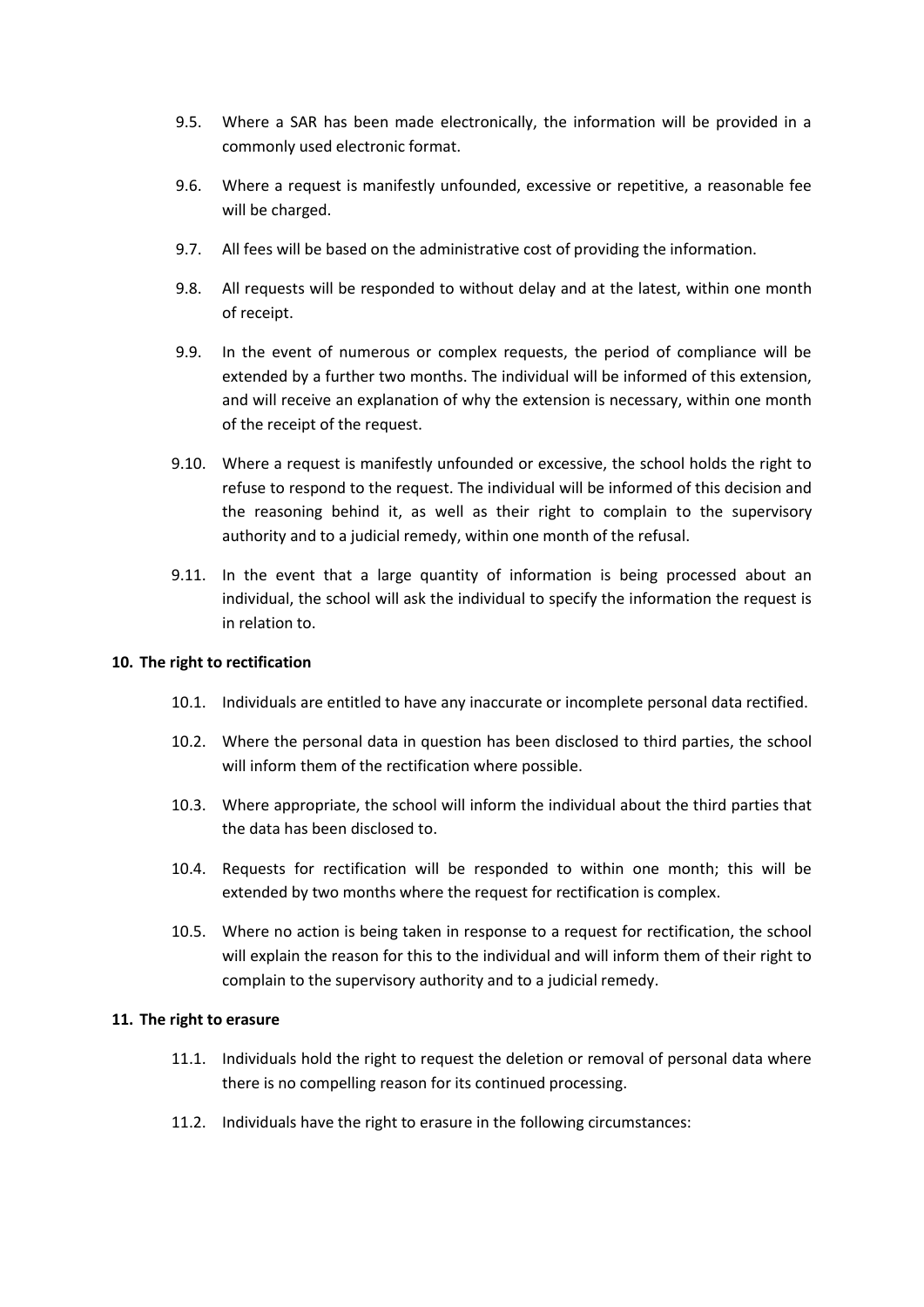9.5. Where a SAR has been made electronically, the information will be provided in a commonly used electronic format.

9.6. Where a request is manifestly unfounded, excessive or repetitive, a reasonable fee will be charged.

9.7. All fees will be based on the administrative cost of providing the information.

9.8. All requests will be responded to without delay and at the latest, within one month of receipt.

9.9. In the event of numerous or complex requests, the period of compliance will be extended by a further two months. The individual will be informed of this extension, and will receive an explanation of why the extension is necessary, within one month of the receipt of the request.

9.10. Where a request is manifestly unfounded or excessive, the school holds the right to refuse to respond to the request. The individual will be informed of this decision and the reasoning behind it, as well as their right to complain to the supervisory authority and to a judicial remedy, within one month of the refusal.

9.11. In the event that a large quantity of information is being processed about an individual, the school will ask the individual to specify the information the request is in relation to.

**10. The right to rectification**

10.1. Individuals are entitled to have any inaccurate or incomplete personal data rectified.

10.2. Where the personal data in question has been disclosed to third parties, the school will inform them of the rectification where possible.

10.3. Where appropriate, the school will inform the individual about the third parties that the data has been disclosed to.

10.4. Requests for rectification will be responded to within one month; this will be extended by two months where the request for rectification is complex.

10.5. Where no action is being taken in response to a request for rectification, the school will explain the reason for this to the individual and will inform them of their right to complain to the supervisory authority and to a judicial remedy.

**11. The right to erasure**

11.1. Individuals hold the right to request the deletion or removal of personal data where there is no compelling reason for its continued processing.

11.2. Individuals have the right to erasure in the following circumstances: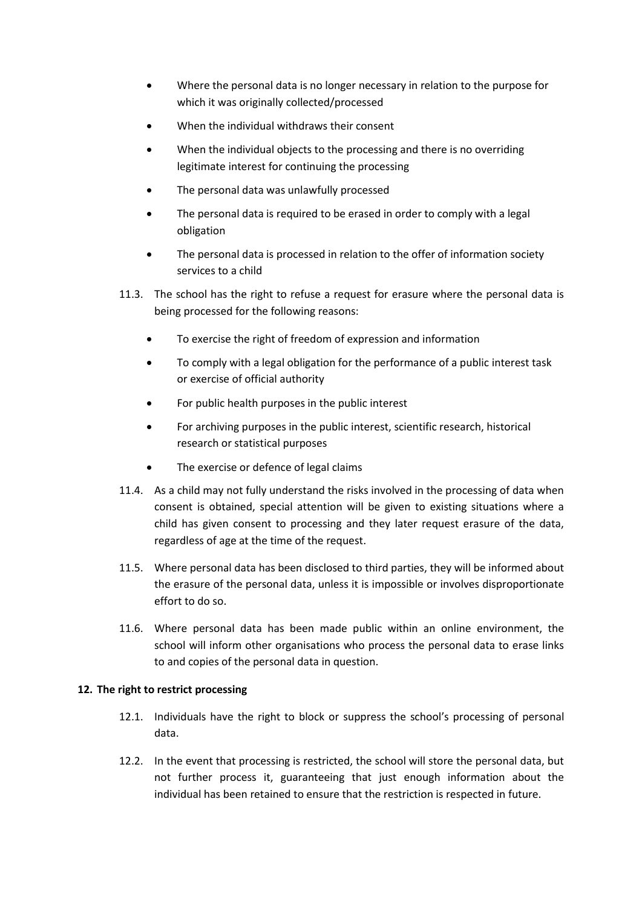- Where the personal data is no longer necessary in relation to the purpose for which it was originally collected/processed
- When the individual withdraws their consent
- When the individual objects to the processing and there is no overriding legitimate interest for continuing the processing
- The personal data was unlawfully processed
- The personal data is required to be erased in order to comply with a legal obligation
- The personal data is processed in relation to the offer of information society services to a child

11.3. The school has the right to refuse a request for erasure where the personal data is being processed for the following reasons:

- To exercise the right of freedom of expression and information
- To comply with a legal obligation for the performance of a public interest task or exercise of official authority
- For public health purposes in the public interest
- For archiving purposes in the public interest, scientific research, historical research or statistical purposes
- The exercise or defence of legal claims

11.4. As a child may not fully understand the risks involved in the processing of data when consent is obtained, special attention will be given to existing situations where a child has given consent to processing and they later request erasure of the data, regardless of age at the time of the request.

11.5. Where personal data has been disclosed to third parties, they will be informed about the erasure of the personal data, unless it is impossible or involves disproportionate effort to do so.

11.6. Where personal data has been made public within an online environment, the school will inform other organisations who process the personal data to erase links to and copies of the personal data in question.

**12. The right to restrict processing**

12.1. Individuals have the right to block or suppress the school's processing of personal data.

12.2. In the event that processing is restricted, the school will store the personal data, but not further process it, guaranteeing that just enough information about the individual has been retained to ensure that the restriction is respected in future.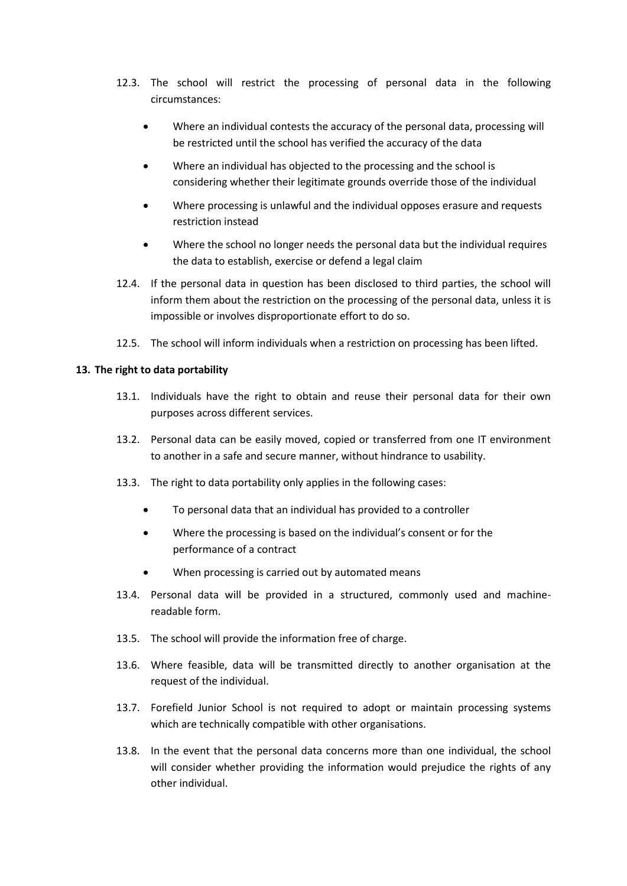12.3. The school will restrict the processing of personal data in the following circumstances:

- Where an individual contests the accuracy of the personal data, processing will be restricted until the school has verified the accuracy of the data
- Where an individual has objected to the processing and the school is considering whether their legitimate grounds override those of the individual
- Where processing is unlawful and the individual opposes erasure and requests restriction instead
- Where the school no longer needs the personal data but the individual requires the data to establish, exercise or defend a legal claim

12.4. If the personal data in question has been disclosed to third parties, the school will inform them about the restriction on the processing of the personal data, unless it is impossible or involves disproportionate effort to do so.

12.5. The school will inform individuals when a restriction on processing has been lifted.

**13. The right to data portability**

13.1. Individuals have the right to obtain and reuse their personal data for their own purposes across different services.

13.2. Personal data can be easily moved, copied or transferred from one IT environment to another in a safe and secure manner, without hindrance to usability.

13.3. The right to data portability only applies in the following cases:

- To personal data that an individual has provided to a controller
- Where the processing is based on the individual's consent or for the performance of a contract
- When processing is carried out by automated means

13.4. Personal data will be provided in a structured, commonly used and machine-readable form.

13.5. The school will provide the information free of charge.

13.6. Where feasible, data will be transmitted directly to another organisation at the request of the individual.

13.7. Forefield Junior School is not required to adopt or maintain processing systems which are technically compatible with other organisations.

13.8. In the event that the personal data concerns more than one individual, the school will consider whether providing the information would prejudice the rights of any other individual.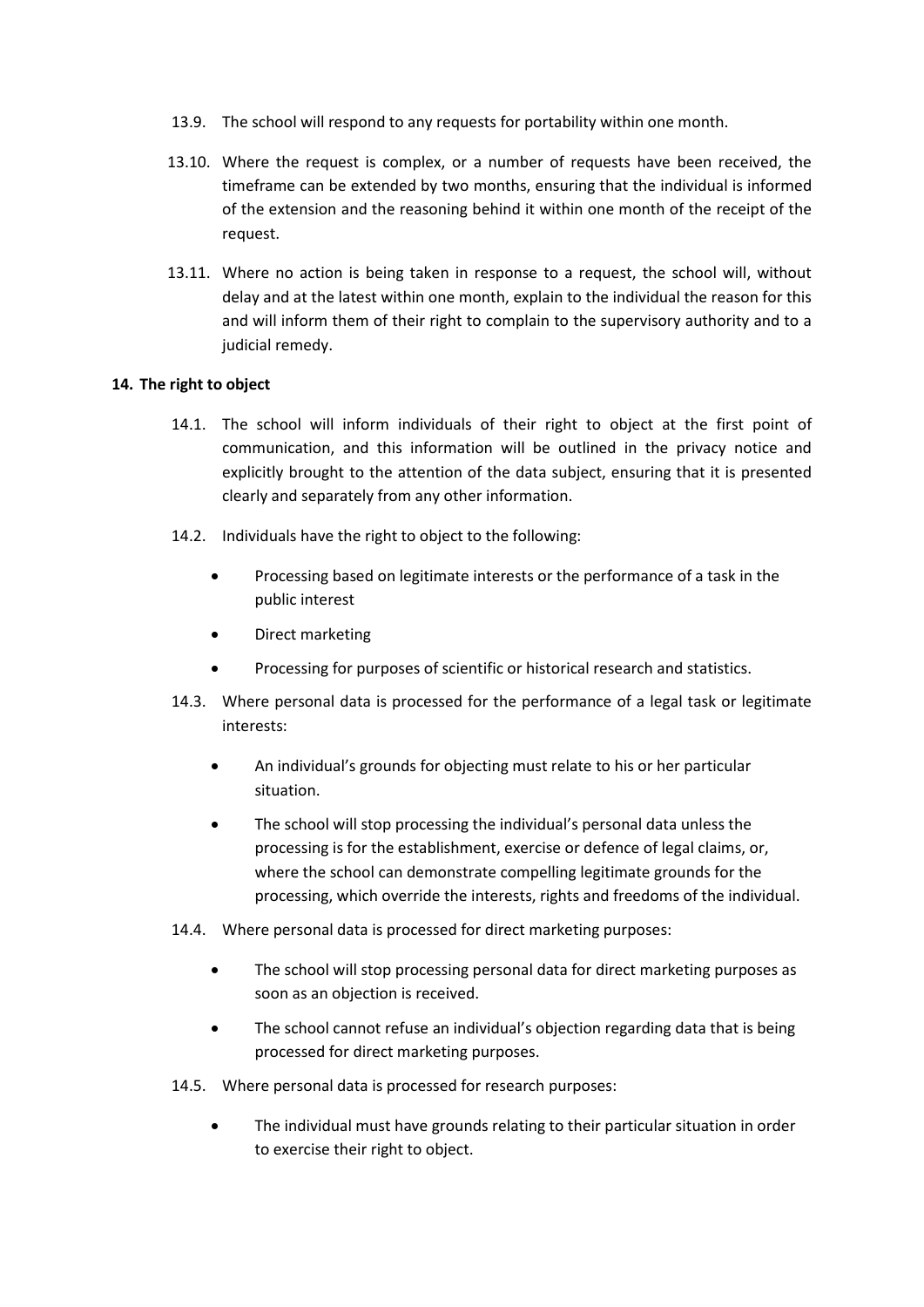13.9. The school will respond to any requests for portability within one month.

13.10. Where the request is complex, or a number of requests have been received, the timeframe can be extended by two months, ensuring that the individual is informed of the extension and the reasoning behind it within one month of the receipt of the request.

13.11. Where no action is being taken in response to a request, the school will, without delay and at the latest within one month, explain to the individual the reason for this and will inform them of their right to complain to the supervisory authority and to a judicial remedy.

## 14. The right to object

14.1. The school will inform individuals of their right to object at the first point of communication, and this information will be outlined in the privacy notice and explicitly brought to the attention of the data subject, ensuring that it is presented clearly and separately from any other information.

14.2. Individuals have the right to object to the following:

- Processing based on legitimate interests or the performance of a task in the public interest
- Direct marketing
- Processing for purposes of scientific or historical research and statistics.

14.3. Where personal data is processed for the performance of a legal task or legitimate interests:

- An individual's grounds for objecting must relate to his or her particular situation.
- The school will stop processing the individual's personal data unless the processing is for the establishment, exercise or defence of legal claims, or, where the school can demonstrate compelling legitimate grounds for the processing, which override the interests, rights and freedoms of the individual.

14.4. Where personal data is processed for direct marketing purposes:

- The school will stop processing personal data for direct marketing purposes as soon as an objection is received.
- The school cannot refuse an individual's objection regarding data that is being processed for direct marketing purposes.

14.5. Where personal data is processed for research purposes:

- The individual must have grounds relating to their particular situation in order to exercise their right to object.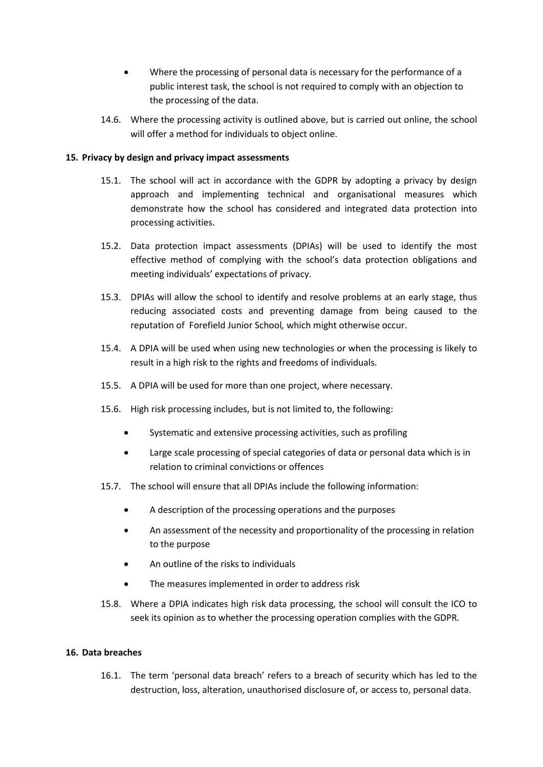- Where the processing of personal data is necessary for the performance of a public interest task, the school is not required to comply with an objection to the processing of the data.

14.6. Where the processing activity is outlined above, but is carried out online, the school will offer a method for individuals to object online.

**15. Privacy by design and privacy impact assessments**

15.1. The school will act in accordance with the GDPR by adopting a privacy by design approach and implementing technical and organisational measures which demonstrate how the school has considered and integrated data protection into processing activities.

15.2. Data protection impact assessments (DPIAs) will be used to identify the most effective method of complying with the school's data protection obligations and meeting individuals' expectations of privacy.

15.3. DPIAs will allow the school to identify and resolve problems at an early stage, thus reducing associated costs and preventing damage from being caused to the reputation of Forefield Junior School*,* which might otherwise occur.

15.4. A DPIA will be used when using new technologies or when the processing is likely to result in a high risk to the rights and freedoms of individuals.

15.5. A DPIA will be used for more than one project, where necessary.

15.6. High risk processing includes, but is not limited to, the following:

- Systematic and extensive processing activities, such as profiling
- Large scale processing of special categories of data or personal data which is in relation to criminal convictions or offences

15.7. The school will ensure that all DPIAs include the following information:

- A description of the processing operations and the purposes
- An assessment of the necessity and proportionality of the processing in relation to the purpose
- An outline of the risks to individuals
- The measures implemented in order to address risk

15.8. Where a DPIA indicates high risk data processing, the school will consult the ICO to seek its opinion as to whether the processing operation complies with the GDPR.

**16. Data breaches**

16.1. The term 'personal data breach' refers to a breach of security which has led to the destruction, loss, alteration, unauthorised disclosure of, or access to, personal data.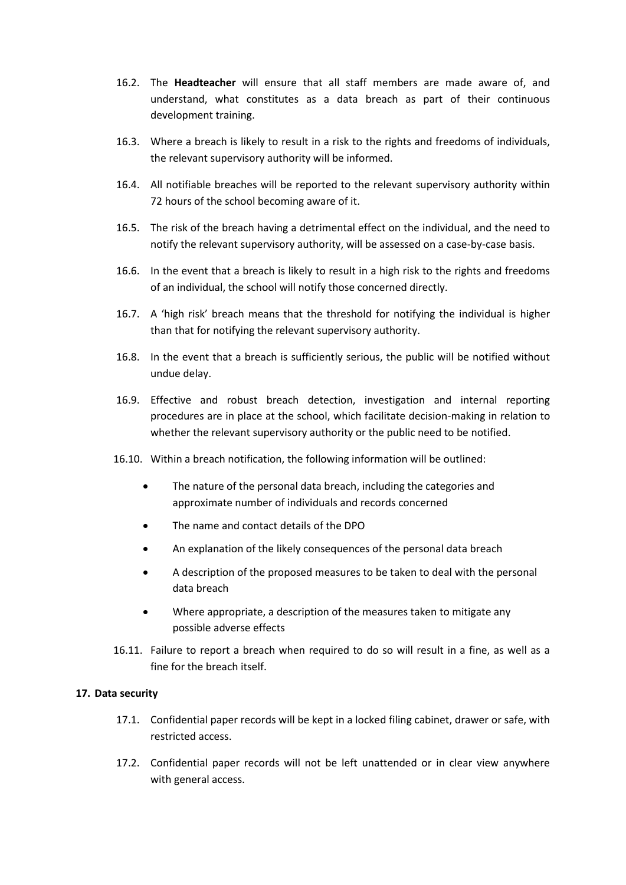16.2. The **Headteacher** will ensure that all staff members are made aware of, and understand, what constitutes as a data breach as part of their continuous development training.

16.3. Where a breach is likely to result in a risk to the rights and freedoms of individuals, the relevant supervisory authority will be informed.

16.4. All notifiable breaches will be reported to the relevant supervisory authority within 72 hours of the school becoming aware of it.

16.5. The risk of the breach having a detrimental effect on the individual, and the need to notify the relevant supervisory authority, will be assessed on a case-by-case basis.

16.6. In the event that a breach is likely to result in a high risk to the rights and freedoms of an individual, the school will notify those concerned directly.

16.7. A 'high risk' breach means that the threshold for notifying the individual is higher than that for notifying the relevant supervisory authority.

16.8. In the event that a breach is sufficiently serious, the public will be notified without undue delay.

16.9. Effective and robust breach detection, investigation and internal reporting procedures are in place at the school, which facilitate decision-making in relation to whether the relevant supervisory authority or the public need to be notified.

16.10. Within a breach notification, the following information will be outlined:

- The nature of the personal data breach, including the categories and approximate number of individuals and records concerned
- The name and contact details of the DPO
- An explanation of the likely consequences of the personal data breach
- A description of the proposed measures to be taken to deal with the personal data breach
- Where appropriate, a description of the measures taken to mitigate any possible adverse effects

16.11. Failure to report a breach when required to do so will result in a fine, as well as a fine for the breach itself.

## 17. Data security

17.1. Confidential paper records will be kept in a locked filing cabinet, drawer or safe, with restricted access.

17.2. Confidential paper records will not be left unattended or in clear view anywhere with general access.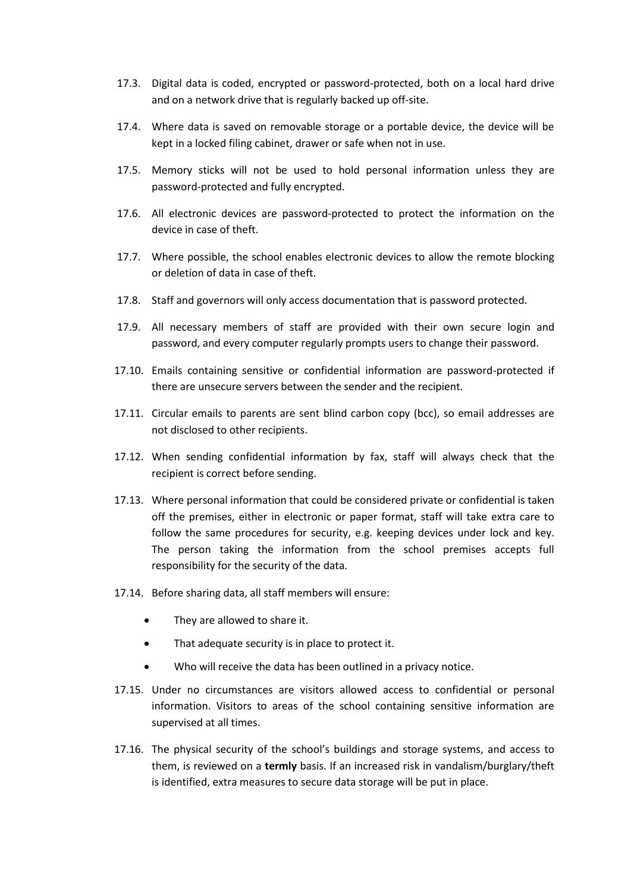17.3. Digital data is coded, encrypted or password-protected, both on a local hard drive and on a network drive that is regularly backed up off-site.

17.4. Where data is saved on removable storage or a portable device, the device will be kept in a locked filing cabinet, drawer or safe when not in use.

17.5. Memory sticks will not be used to hold personal information unless they are password-protected and fully encrypted.

17.6. All electronic devices are password-protected to protect the information on the device in case of theft.

17.7. Where possible, the school enables electronic devices to allow the remote blocking or deletion of data in case of theft.

17.8. Staff and governors will only access documentation that is password protected.

17.9. All necessary members of staff are provided with their own secure login and password, and every computer regularly prompts users to change their password.

17.10. Emails containing sensitive or confidential information are password-protected if there are unsecure servers between the sender and the recipient.

17.11. Circular emails to parents are sent blind carbon copy (bcc), so email addresses are not disclosed to other recipients.

17.12. When sending confidential information by fax, staff will always check that the recipient is correct before sending.

17.13. Where personal information that could be considered private or confidential is taken off the premises, either in electronic or paper format, staff will take extra care to follow the same procedures for security, e.g. keeping devices under lock and key. The person taking the information from the school premises accepts full responsibility for the security of the data.

17.14. Before sharing data, all staff members will ensure:

- They are allowed to share it.
- That adequate security is in place to protect it.
- Who will receive the data has been outlined in a privacy notice.

17.15. Under no circumstances are visitors allowed access to confidential or personal information. Visitors to areas of the school containing sensitive information are supervised at all times.

17.16. The physical security of the school's buildings and storage systems, and access to them, is reviewed on a **termly** basis. If an increased risk in vandalism/burglary/theft is identified, extra measures to secure data storage will be put in place.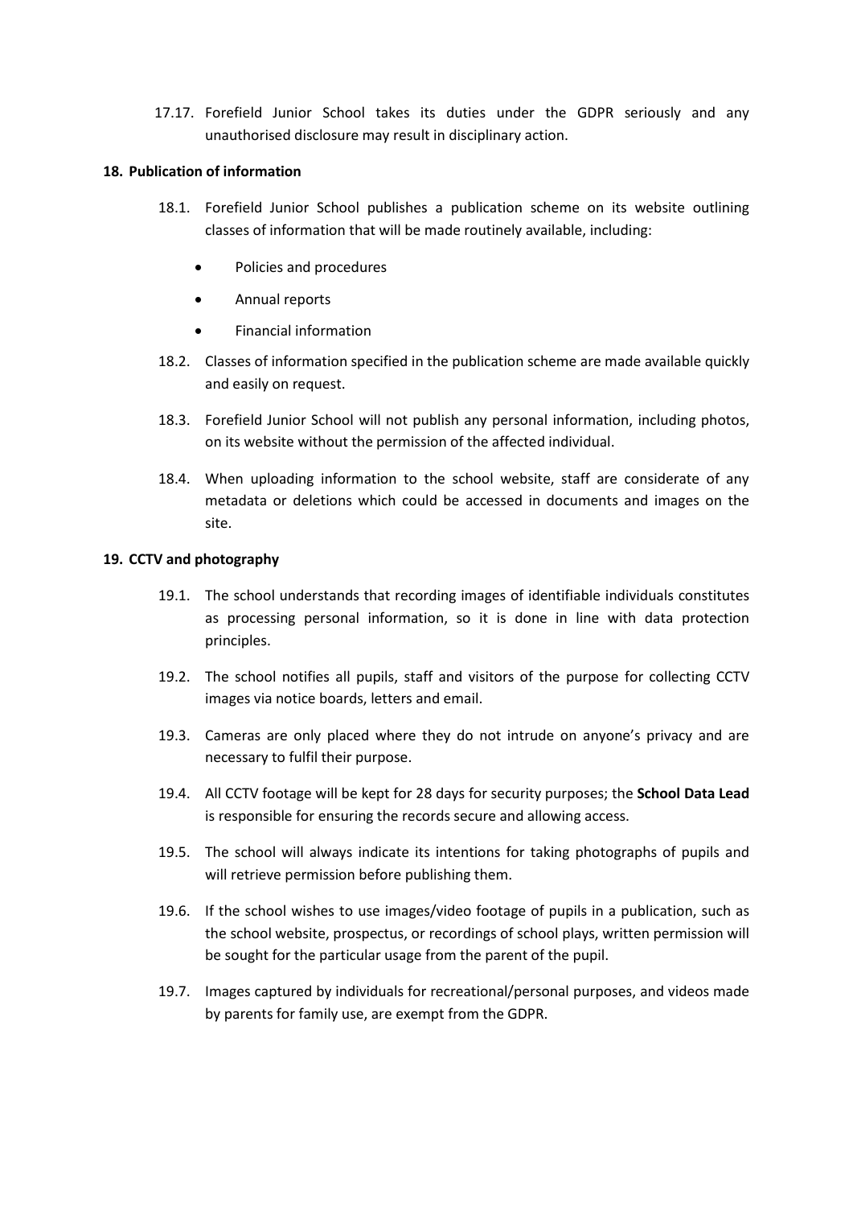17.17. Forefield Junior School takes its duties under the GDPR seriously and any unauthorised disclosure may result in disciplinary action.

## 18. Publication of information

18.1. Forefield Junior School publishes a publication scheme on its website outlining classes of information that will be made routinely available, including:

- Policies and procedures
- Annual reports
- Financial information

18.2. Classes of information specified in the publication scheme are made available quickly and easily on request.

18.3. Forefield Junior School will not publish any personal information, including photos, on its website without the permission of the affected individual.

18.4. When uploading information to the school website, staff are considerate of any metadata or deletions which could be accessed in documents and images on the site.

## 19. CCTV and photography

19.1. The school understands that recording images of identifiable individuals constitutes as processing personal information, so it is done in line with data protection principles.

19.2. The school notifies all pupils, staff and visitors of the purpose for collecting CCTV images via notice boards, letters and email.

19.3. Cameras are only placed where they do not intrude on anyone's privacy and are necessary to fulfil their purpose.

19.4. All CCTV footage will be kept for 28 days for security purposes; the **School Data Lead** is responsible for ensuring the records secure and allowing access.

19.5. The school will always indicate its intentions for taking photographs of pupils and will retrieve permission before publishing them.

19.6. If the school wishes to use images/video footage of pupils in a publication, such as the school website, prospectus, or recordings of school plays, written permission will be sought for the particular usage from the parent of the pupil.

19.7. Images captured by individuals for recreational/personal purposes, and videos made by parents for family use, are exempt from the GDPR.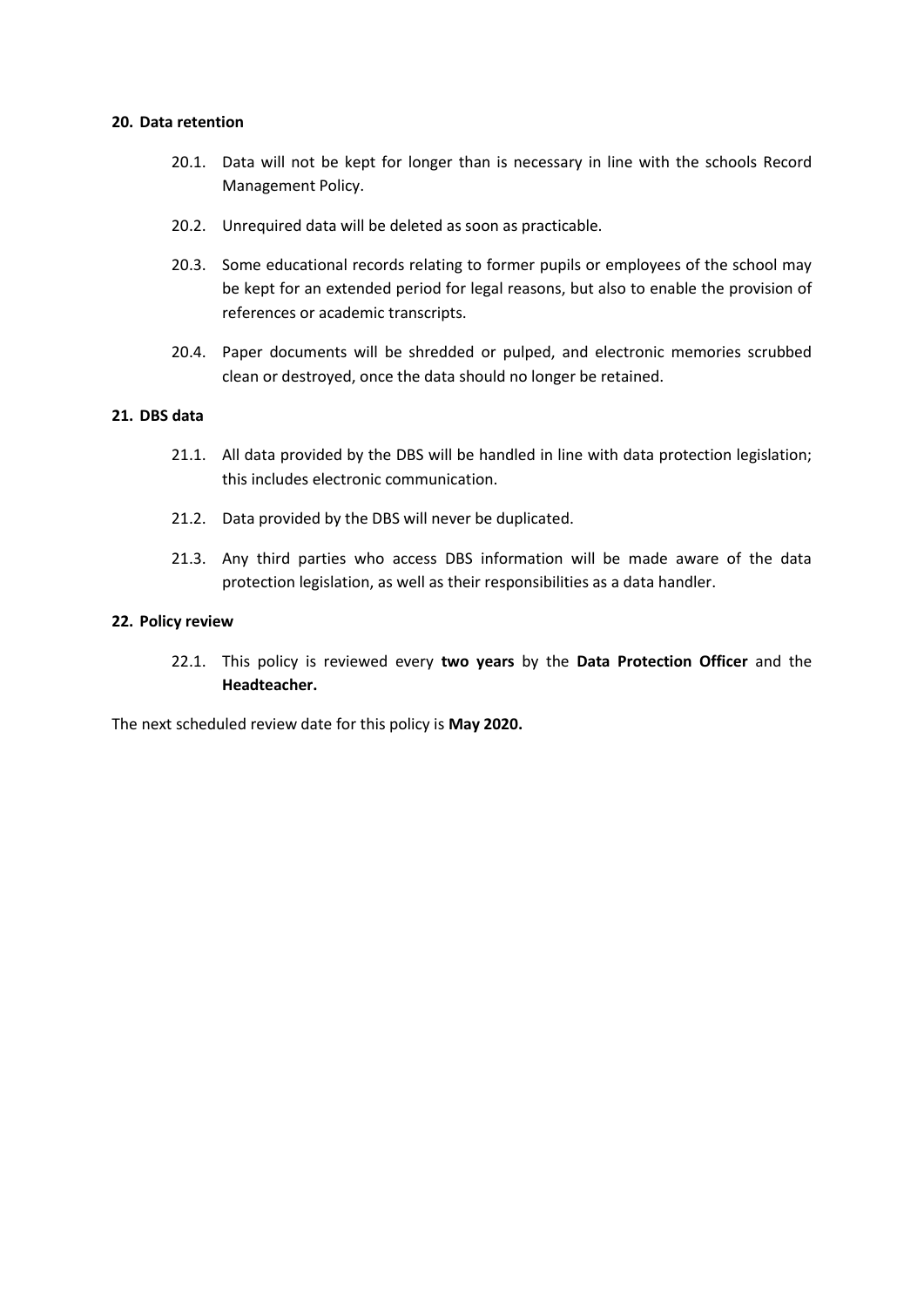## 20. Data retention

20.1. Data will not be kept for longer than is necessary in line with the schools Record Management Policy.

20.2. Unrequired data will be deleted as soon as practicable.

20.3. Some educational records relating to former pupils or employees of the school may be kept for an extended period for legal reasons, but also to enable the provision of references or academic transcripts.

20.4. Paper documents will be shredded or pulped, and electronic memories scrubbed clean or destroyed, once the data should no longer be retained.

## 21. DBS data

21.1. All data provided by the DBS will be handled in line with data protection legislation; this includes electronic communication.

21.2. Data provided by the DBS will never be duplicated.

21.3. Any third parties who access DBS information will be made aware of the data protection legislation, as well as their responsibilities as a data handler.

## 22. Policy review

22.1. This policy is reviewed every **two years** by the **Data Protection Officer** and the **Headteacher.**

The next scheduled review date for this policy is **May 2020.**